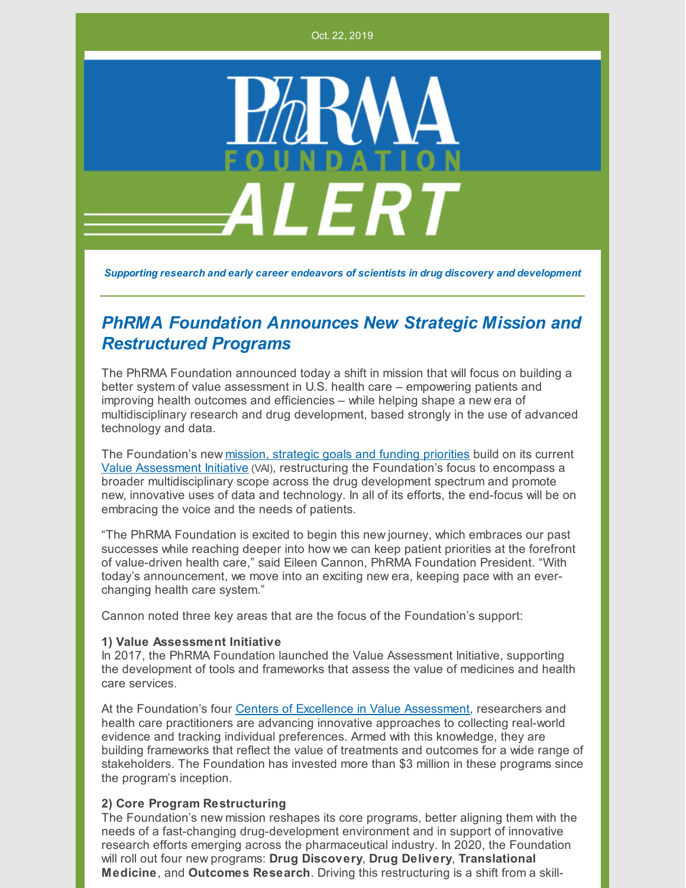Oct. 22, 2019

PhRMA FOUNDATION ALERT

*Supporting research and early career endeavors of scientists in drug discovery and development*

## *PhRMA Foundation Announces New Strategic Mission and Restructured Programs*

The PhRMA Foundation announced today a shift in mission that will focus on building a better system of value assessment in U.S. health care – empowering patients and improving health outcomes and efficiencies – while helping shape a new era of multidisciplinary research and drug development, based strongly in the use of advanced technology and data.

The Foundation's new mission, strategic goals and funding priorities build on its current Value Assessment Initiative (VAI), restructuring the Foundation's focus to encompass a broader multidisciplinary scope across the drug development spectrum and promote new, innovative uses of data and technology. In all of its efforts, the end-focus will be on embracing the voice and the needs of patients.

"The PhRMA Foundation is excited to begin this new journey, which embraces our past successes while reaching deeper into how we can keep patient priorities at the forefront of value-driven health care," said Eileen Cannon, PhRMA Foundation President. "With today's announcement, we move into an exciting new era, keeping pace with an ever-changing health care system."

Cannon noted three key areas that are the focus of the Foundation's support:

**1) Value Assessment Initiative**
In 2017, the PhRMA Foundation launched the Value Assessment Initiative, supporting the development of tools and frameworks that assess the value of medicines and health care services.

At the Foundation's four Centers of Excellence in Value Assessment, researchers and health care practitioners are advancing innovative approaches to collecting real-world evidence and tracking individual preferences. Armed with this knowledge, they are building frameworks that reflect the value of treatments and outcomes for a wide range of stakeholders. The Foundation has invested more than $3 million in these programs since the program's inception.

**2) Core Program Restructuring**
The Foundation's new mission reshapes its core programs, better aligning them with the needs of a fast-changing drug-development environment and in support of innovative research efforts emerging across the pharmaceutical industry. In 2020, the Foundation will roll out four new programs: **Drug Discovery**, **Drug Delivery**, **Translational Medicine**, and **Outcomes Research**. Driving this restructuring is a shift from a skill-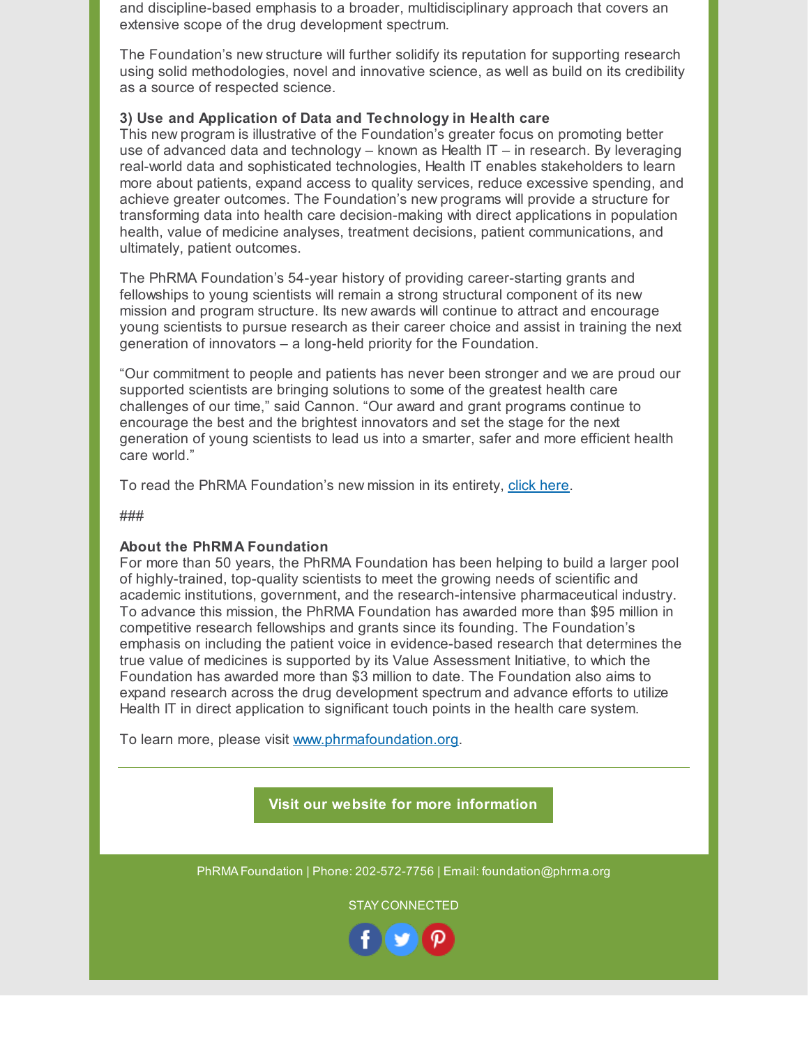and discipline-based emphasis to a broader, multidisciplinary approach that covers an extensive scope of the drug development spectrum.

The Foundation's new structure will further solidify its reputation for supporting research using solid methodologies, novel and innovative science, as well as build on its credibility as a source of respected science.

**3) Use and Application of Data and Technology in Health care**
This new program is illustrative of the Foundation's greater focus on promoting better use of advanced data and technology – known as Health IT – in research. By leveraging real-world data and sophisticated technologies, Health IT enables stakeholders to learn more about patients, expand access to quality services, reduce excessive spending, and achieve greater outcomes. The Foundation's new programs will provide a structure for transforming data into health care decision-making with direct applications in population health, value of medicine analyses, treatment decisions, patient communications, and ultimately, patient outcomes.

The PhRMA Foundation's 54-year history of providing career-starting grants and fellowships to young scientists will remain a strong structural component of its new mission and program structure. Its new awards will continue to attract and encourage young scientists to pursue research as their career choice and assist in training the next generation of innovators – a long-held priority for the Foundation.

"Our commitment to people and patients has never been stronger and we are proud our supported scientists are bringing solutions to some of the greatest health care challenges of our time," said Cannon. "Our award and grant programs continue to encourage the best and the brightest innovators and set the stage for the next generation of young scientists to lead us into a smarter, safer and more efficient health care world."

To read the PhRMA Foundation's new mission in its entirety, click here.

###

**About the PhRMA Foundation**
For more than 50 years, the PhRMA Foundation has been helping to build a larger pool of highly-trained, top-quality scientists to meet the growing needs of scientific and academic institutions, government, and the research-intensive pharmaceutical industry. To advance this mission, the PhRMA Foundation has awarded more than $95 million in competitive research fellowships and grants since its founding. The Foundation's emphasis on including the patient voice in evidence-based research that determines the true value of medicines is supported by its Value Assessment Initiative, to which the Foundation has awarded more than $3 million to date. The Foundation also aims to expand research across the drug development spectrum and advance efforts to utilize Health IT in direct application to significant touch points in the health care system.

To learn more, please visit www.phrmafoundation.org.

---

**Visit our website for more information**

PhRMA Foundation | Phone: 202-572-7756 | Email: foundation@phrma.org

STAY CONNECTED